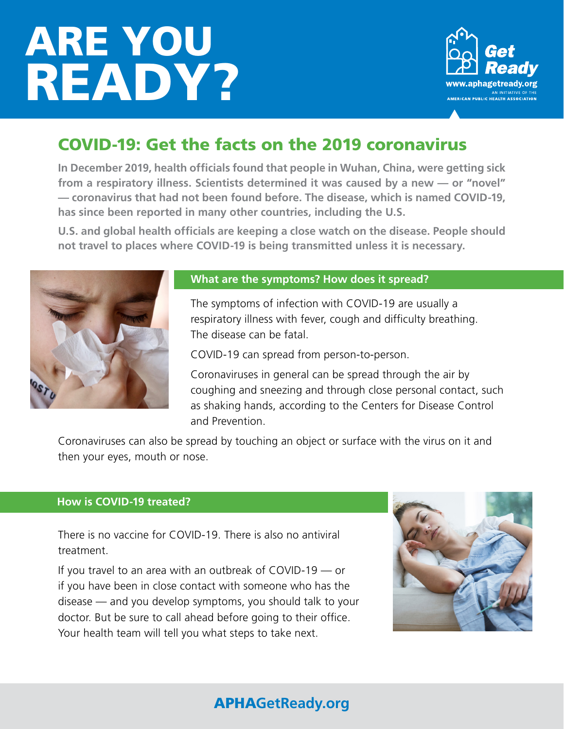# ARE YOU READY?

Get Ready
www.aphagetready.org
AN INITIATIVE OF THE AMERICAN PUBLIC HEALTH ASSOCIATION

## COVID-19: Get the facts on the 2019 coronavirus

**In December 2019, health officials found that people in Wuhan, China, were getting sick from a respiratory illness. Scientists determined it was caused by a new — or "novel" — coronavirus that had not been found before. The disease, which is named COVID-19, has since been reported in many other countries, including the U.S.**

**U.S. and global health officials are keeping a close watch on the disease. People should not travel to places where COVID-19 is being transmitted unless it is necessary.**

### What are the symptoms? How does it spread?

The symptoms of infection with COVID-19 are usually a respiratory illness with fever, cough and difficulty breathing. The disease can be fatal.

COVID-19 can spread from person-to-person.

Coronaviruses in general can be spread through the air by coughing and sneezing and through close personal contact, such as shaking hands, according to the Centers for Disease Control and Prevention.

Coronaviruses can also be spread by touching an object or surface with the virus on it and then your eyes, mouth or nose.

### How is COVID-19 treated?

There is no vaccine for COVID-19. There is also no antiviral treatment.

If you travel to an area with an outbreak of COVID-19 — or if you have been in close contact with someone who has the disease — and you develop symptoms, you should talk to your doctor. But be sure to call ahead before going to their office. Your health team will tell you what steps to take next.

**APHAGetReady.org**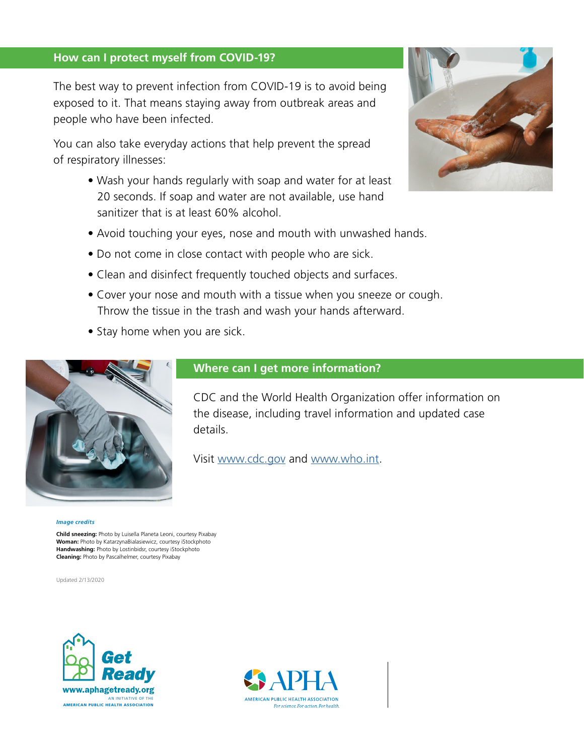## How can I protect myself from COVID-19?

The best way to prevent infection from COVID-19 is to avoid being exposed to it. That means staying away from outbreak areas and people who have been infected.

You can also take everyday actions that help prevent the spread of respiratory illnesses:

- Wash your hands regularly with soap and water for at least 20 seconds. If soap and water are not available, use hand sanitizer that is at least 60% alcohol.
- Avoid touching your eyes, nose and mouth with unwashed hands.
- Do not come in close contact with people who are sick.
- Clean and disinfect frequently touched objects and surfaces.
- Cover your nose and mouth with a tissue when you sneeze or cough. Throw the tissue in the trash and wash your hands afterward.
- Stay home when you are sick.

## Where can I get more information?

CDC and the World Health Organization offer information on the disease, including travel information and updated case details.

Visit www.cdc.gov and www.who.int.

***Image credits***

**Child sneezing:** Photo by Luisella Planeta Leoni, courtesy Pixabay
**Woman:** Photo by KatarzynaBialasiewicz, courtesy iStockphoto
**Handwashing:** Photo by Lostinbidsr, courtesy iStockphoto
**Cleaning:** Photo by Pascalhelmer, courtesy Pixabay

Updated 2/13/2020

Get Ready
www.aphagetready.org
AN INITIATIVE OF THE
AMERICAN PUBLIC HEALTH ASSOCIATION

APHA
AMERICAN PUBLIC HEALTH ASSOCIATION
*For science. For action. For health.*